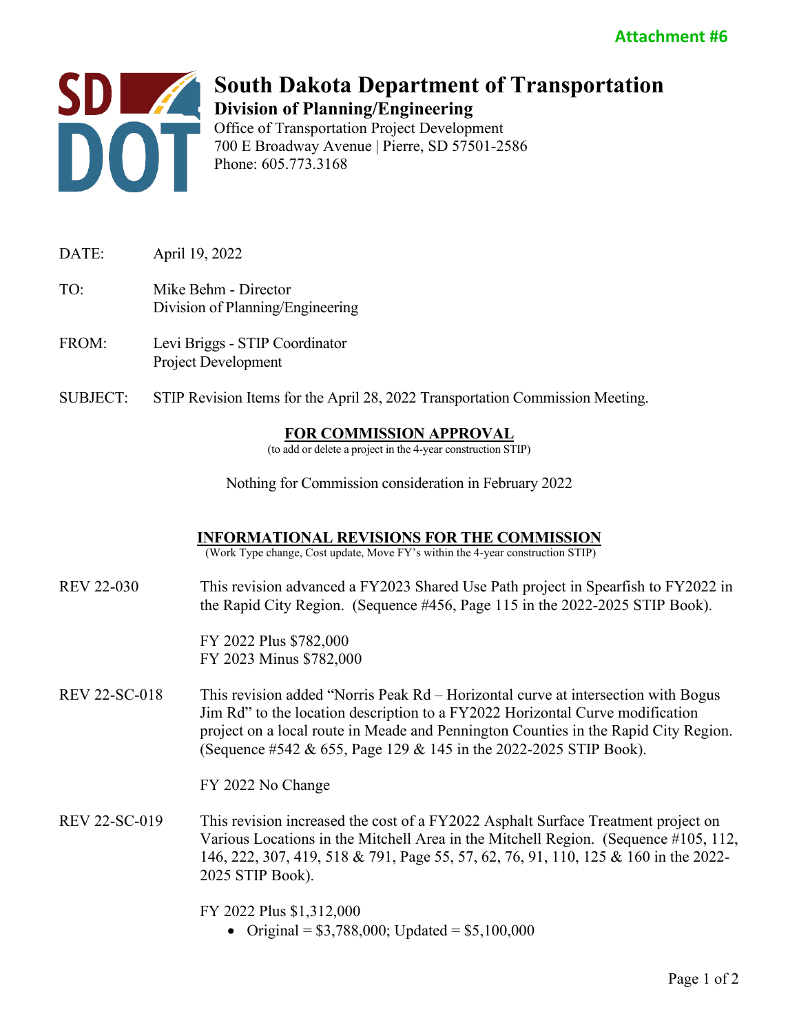**Attachment #6**

# South Dakota Department of Transportation

## Division of Planning/Engineering

Office of Transportation Project Development
700 E Broadway Avenue | Pierre, SD 57501-2586
Phone: 605.773.3168

DATE: April 19, 2022

TO: Mike Behm - Director
Division of Planning/Engineering

FROM: Levi Briggs - STIP Coordinator
Project Development

SUBJECT: STIP Revision Items for the April 28, 2022 Transportation Commission Meeting.

### FOR COMMISSION APPROVAL

(to add or delete a project in the 4-year construction STIP)

Nothing for Commission consideration in February 2022

### INFORMATIONAL REVISIONS FOR THE COMMISSION

(Work Type change, Cost update, Move FY's within the 4-year construction STIP)

REV 22-030 — This revision advanced a FY2023 Shared Use Path project in Spearfish to FY2022 in the Rapid City Region. (Sequence #456, Page 115 in the 2022-2025 STIP Book).

FY 2022 Plus $782,000
FY 2023 Minus $782,000

REV 22-SC-018 — This revision added "Norris Peak Rd – Horizontal curve at intersection with Bogus Jim Rd" to the location description to a FY2022 Horizontal Curve modification project on a local route in Meade and Pennington Counties in the Rapid City Region. (Sequence #542 & 655, Page 129 & 145 in the 2022-2025 STIP Book).

FY 2022 No Change

REV 22-SC-019 — This revision increased the cost of a FY2022 Asphalt Surface Treatment project on Various Locations in the Mitchell Area in the Mitchell Region. (Sequence #105, 112, 146, 222, 307, 419, 518 & 791, Page 55, 57, 62, 76, 91, 110, 125 & 160 in the 2022-2025 STIP Book).

FY 2022 Plus $1,312,000

- Original = $3,788,000; Updated = $5,100,000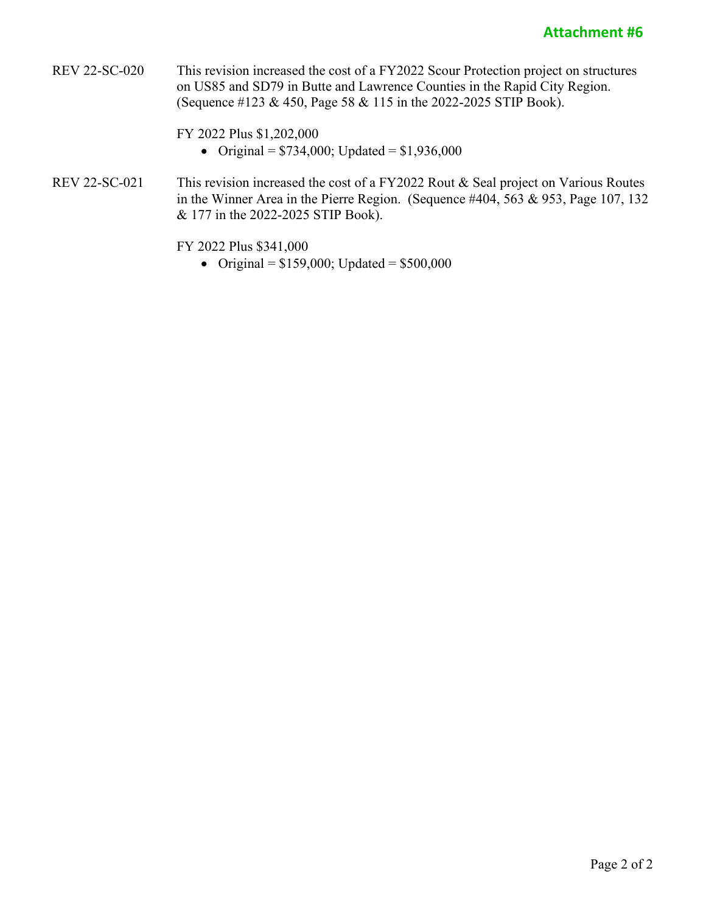**Attachment #6**

REV 22-SC-020 This revision increased the cost of a FY2022 Scour Protection project on structures on US85 and SD79 in Butte and Lawrence Counties in the Rapid City Region. (Sequence #123 & 450, Page 58 & 115 in the 2022-2025 STIP Book).

FY 2022 Plus $1,202,000

- Original = $734,000; Updated = $1,936,000

REV 22-SC-021 This revision increased the cost of a FY2022 Rout & Seal project on Various Routes in the Winner Area in the Pierre Region. (Sequence #404, 563 & 953, Page 107, 132 & 177 in the 2022-2025 STIP Book).

FY 2022 Plus $341,000

- Original = $159,000; Updated = $500,000